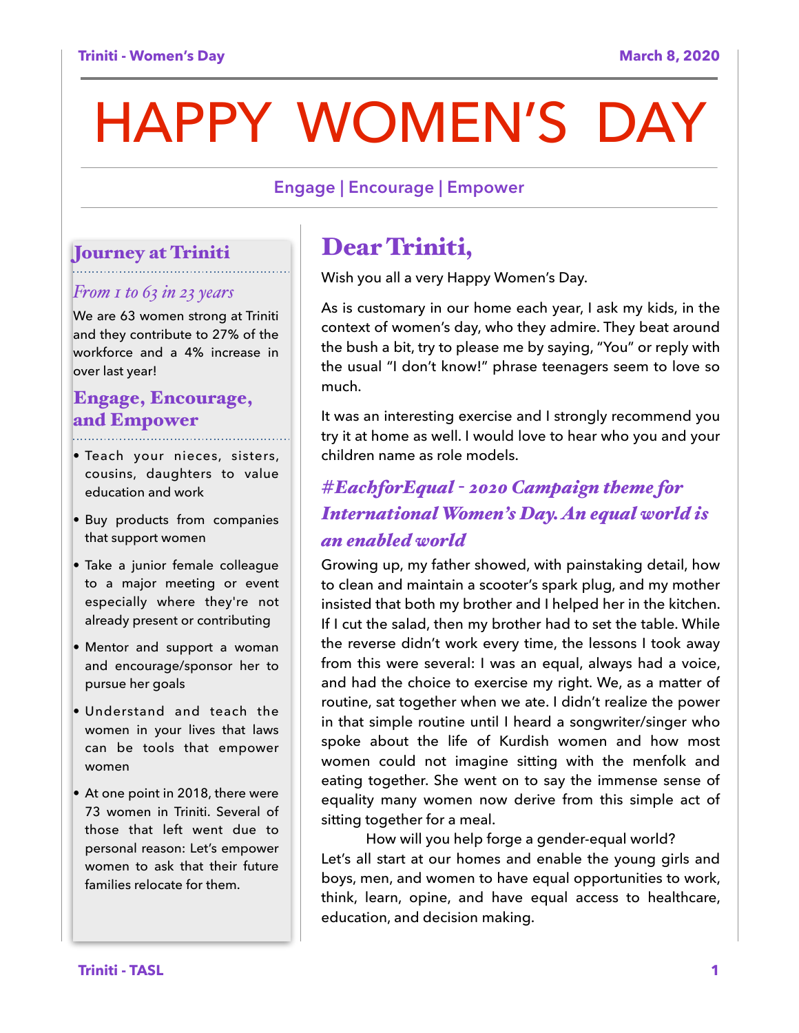# HAPPY WOMEN'S DAY

**Engage | Encourage | Empower**

## Journey at Triniti

*From 1 to 63 in 23 years*

We are 63 women strong at Triniti and they contribute to 27% of the workforce and a 4% increase in over last year!

## Engage, Encourage, and Empower

- Teach your nieces, sisters, cousins, daughters to value education and work
- Buy products from companies that support women
- Take a junior female colleague to a major meeting or event especially where they're not already present or contributing
- Mentor and support a woman and encourage/sponsor her to pursue her goals
- Understand and teach the women in your lives that laws can be tools that empower women
- At one point in 2018, there were 73 women in Triniti. Several of those that left went due to personal reason: Let's empower women to ask that their future families relocate for them.

## Dear Triniti,

Wish you all a very Happy Women's Day.

As is customary in our home each year, I ask my kids, in the context of women's day, who they admire. They beat around the bush a bit, try to please me by saying, "You" or reply with the usual "I don't know!" phrase teenagers seem to love so much.

It was an interesting exercise and I strongly recommend you try it at home as well. I would love to hear who you and your children name as role models.

### *#EachforEqual - 2020 Campaign theme for International Women's Day. An equal world is an enabled world*

Growing up, my father showed, with painstaking detail, how to clean and maintain a scooter's spark plug, and my mother insisted that both my brother and I helped her in the kitchen. If I cut the salad, then my brother had to set the table. While the reverse didn't work every time, the lessons I took away from this were several: I was an equal, always had a voice, and had the choice to exercise my right. We, as a matter of routine, sat together when we ate. I didn't realize the power in that simple routine until I heard a songwriter/singer who spoke about the life of Kurdish women and how most women could not imagine sitting with the menfolk and eating together. She went on to say the immense sense of equality many women now derive from this simple act of sitting together for a meal.

How will you help forge a gender-equal world? Let's all start at our homes and enable the young girls and boys, men, and women to have equal opportunities to work, think, learn, opine, and have equal access to healthcare, education, and decision making.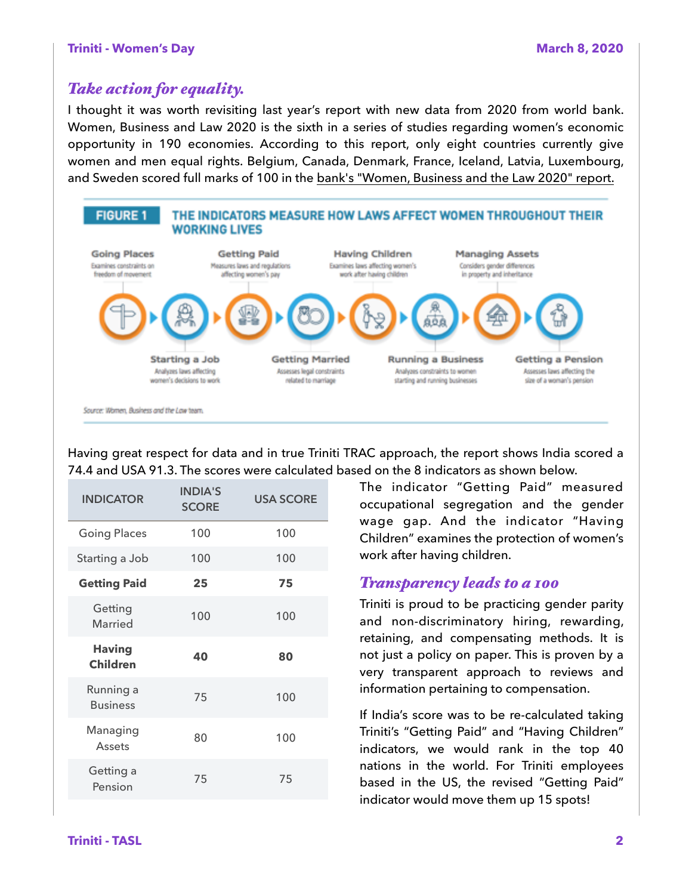## *Take action for equality.*

I thought it was worth revisiting last year's report with new data from 2020 from world bank. Women, Business and Law 2020 is the sixth in a series of studies regarding women's economic opportunity in 190 economies. According to this report, only eight countries currently give women and men equal rights. Belgium, Canada, Denmark, France, Iceland, Latvia, Luxembourg, and Sweden scored full marks of 100 in the bank's "Women, Business and the Law 2020" report.

**FIGURE 1 THE INDICATORS MEASURE HOW LAWS AFFECT WOMEN THROUGHOUT THEIR WORKING LIVES**

- **Going Places** – Examines constraints on freedom of movement
- **Starting a Job** – Analyzes laws affecting women's decisions to work
- **Getting Paid** – Measures laws and regulations affecting women's pay
- **Getting Married** – Assesses legal constraints related to marriage
- **Having Children** – Examines laws affecting women's work after having children
- **Running a Business** – Analyzes constraints to women starting and running businesses
- **Managing Assets** – Considers gender differences in property and inheritance
- **Getting a Pension** – Assesses laws affecting the size of a woman's pension

Source: Women, Business and the Law team.

Having great respect for data and in true Triniti TRAC approach, the report shows India scored a 74.4 and USA 91.3. The scores were calculated based on the 8 indicators as shown below.

| INDICATOR | INDIA'S SCORE | USA SCORE |
|---|---|---|
| Going Places | 100 | 100 |
| Starting a Job | 100 | 100 |
| **Getting Paid** | **25** | **75** |
| Getting Married | 100 | 100 |
| **Having Children** | **40** | **80** |
| Running a Business | 75 | 100 |
| Managing Assets | 80 | 100 |
| Getting a Pension | 75 | 75 |

The indicator "Getting Paid" measured occupational segregation and the gender wage gap. And the indicator "Having Children" examines the protection of women's work after having children.

## *Transparency leads to a 100*

Triniti is proud to be practicing gender parity and non-discriminatory hiring, rewarding, retaining, and compensating methods. It is not just a policy on paper. This is proven by a very transparent approach to reviews and information pertaining to compensation.

If India's score was to be re-calculated taking Triniti's "Getting Paid" and "Having Children" indicators, we would rank in the top 40 nations in the world. For Triniti employees based in the US, the revised "Getting Paid" indicator would move them up 15 spots!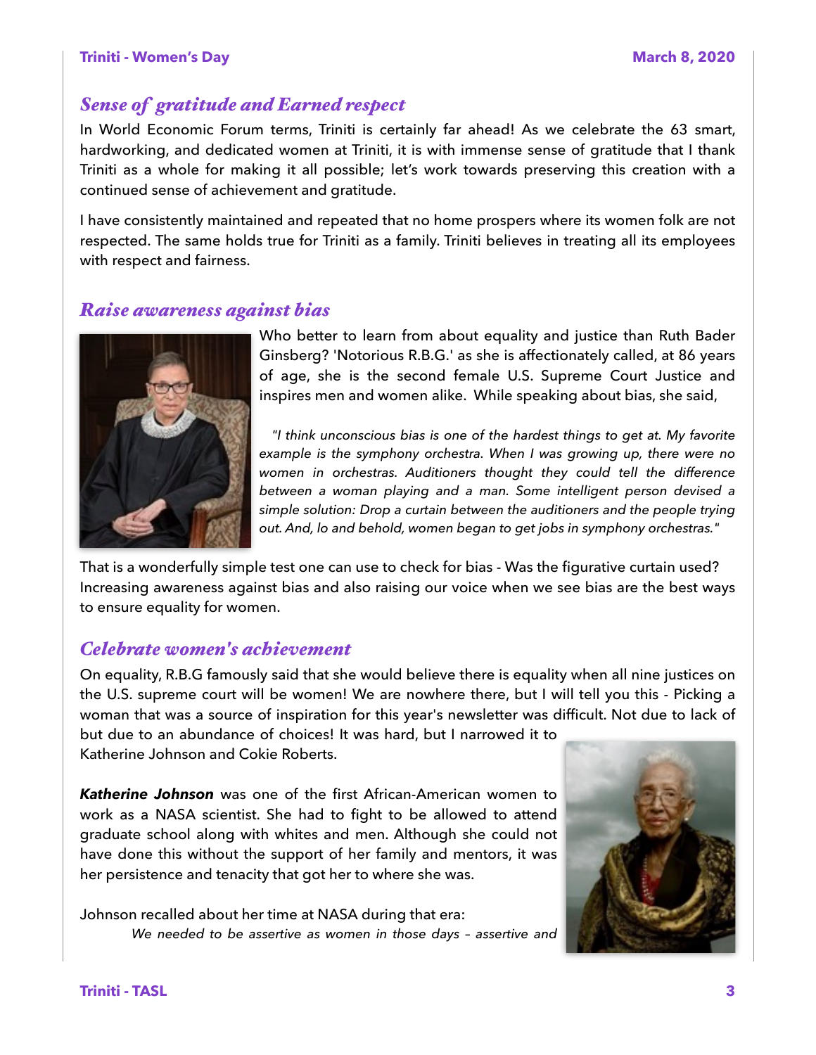## *Sense of gratitude and Earned respect*

In World Economic Forum terms, Triniti is certainly far ahead! As we celebrate the 63 smart, hardworking, and dedicated women at Triniti, it is with immense sense of gratitude that I thank Triniti as a whole for making it all possible; let's work towards preserving this creation with a continued sense of achievement and gratitude.

I have consistently maintained and repeated that no home prospers where its women folk are not respected. The same holds true for Triniti as a family. Triniti believes in treating all its employees with respect and fairness.

## *Raise awareness against bias*

Who better to learn from about equality and justice than Ruth Bader Ginsberg? 'Notorious R.B.G.' as she is affectionately called, at 86 years of age, she is the second female U.S. Supreme Court Justice and inspires men and women alike. While speaking about bias, she said,

> *"I think unconscious bias is one of the hardest things to get at. My favorite example is the symphony orchestra. When I was growing up, there were no women in orchestras. Auditioners thought they could tell the difference between a woman playing and a man. Some intelligent person devised a simple solution: Drop a curtain between the auditioners and the people trying out. And, lo and behold, women began to get jobs in symphony orchestras."*

That is a wonderfully simple test one can use to check for bias - Was the figurative curtain used? Increasing awareness against bias and also raising our voice when we see bias are the best ways to ensure equality for women.

## *Celebrate women's achievement*

On equality, R.B.G famously said that she would believe there is equality when all nine justices on the U.S. supreme court will be women! We are nowhere there, but I will tell you this - Picking a woman that was a source of inspiration for this year's newsletter was difficult. Not due to lack of but due to an abundance of choices! It was hard, but I narrowed it to Katherine Johnson and Cokie Roberts.

***Katherine Johnson*** was one of the first African-American women to work as a NASA scientist. She had to fight to be allowed to attend graduate school along with whites and men. Although she could not have done this without the support of her family and mentors, it was her persistence and tenacity that got her to where she was.

Johnson recalled about her time at NASA during that era:

> *We needed to be assertive as women in those days – assertive and*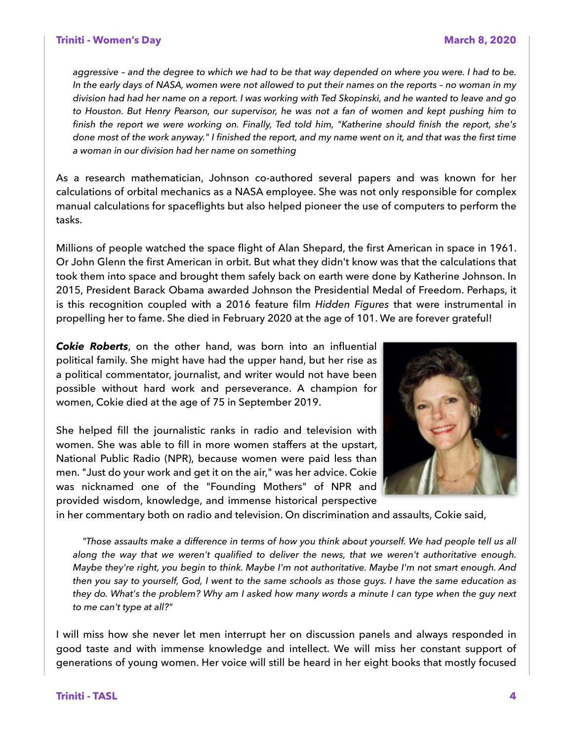*aggressive – and the degree to which we had to be that way depended on where you were. I had to be. In the early days of NASA, women were not allowed to put their names on the reports – no woman in my division had had her name on a report. I was working with Ted Skopinski, and he wanted to leave and go to Houston. But Henry Pearson, our supervisor, he was not a fan of women and kept pushing him to finish the report we were working on. Finally, Ted told him, "Katherine should finish the report, she's done most of the work anyway." I finished the report, and my name went on it, and that was the first time a woman in our division had her name on something*

As a research mathematician, Johnson co-authored several papers and was known for her calculations of orbital mechanics as a NASA employee. She was not only responsible for complex manual calculations for spaceflights but also helped pioneer the use of computers to perform the tasks.

Millions of people watched the space flight of Alan Shepard, the first American in space in 1961. Or John Glenn the first American in orbit. But what they didn't know was that the calculations that took them into space and brought them safely back on earth were done by Katherine Johnson. In 2015, President Barack Obama awarded Johnson the Presidential Medal of Freedom. Perhaps, it is this recognition coupled with a 2016 feature film *Hidden Figures* that were instrumental in propelling her to fame. She died in February 2020 at the age of 101. We are forever grateful!

***Cokie Roberts***, on the other hand, was born into an influential political family. She might have had the upper hand, but her rise as a political commentator, journalist, and writer would not have been possible without hard work and perseverance. A champion for women, Cokie died at the age of 75 in September 2019.

She helped fill the journalistic ranks in radio and television with women. She was able to fill in more women staffers at the upstart, National Public Radio (NPR), because women were paid less than men. "Just do your work and get it on the air," was her advice. Cokie was nicknamed one of the "Founding Mothers" of NPR and provided wisdom, knowledge, and immense historical perspective in her commentary both on radio and television. On discrimination and assaults, Cokie said,

*"Those assaults make a difference in terms of how you think about yourself. We had people tell us all along the way that we weren't qualified to deliver the news, that we weren't authoritative enough. Maybe they're right, you begin to think. Maybe I'm not authoritative. Maybe I'm not smart enough. And then you say to yourself, God, I went to the same schools as those guys. I have the same education as they do. What's the problem? Why am I asked how many words a minute I can type when the guy next to me can't type at all?"*

I will miss how she never let men interrupt her on discussion panels and always responded in good taste and with immense knowledge and intellect. We will miss her constant support of generations of young women. Her voice will still be heard in her eight books that mostly focused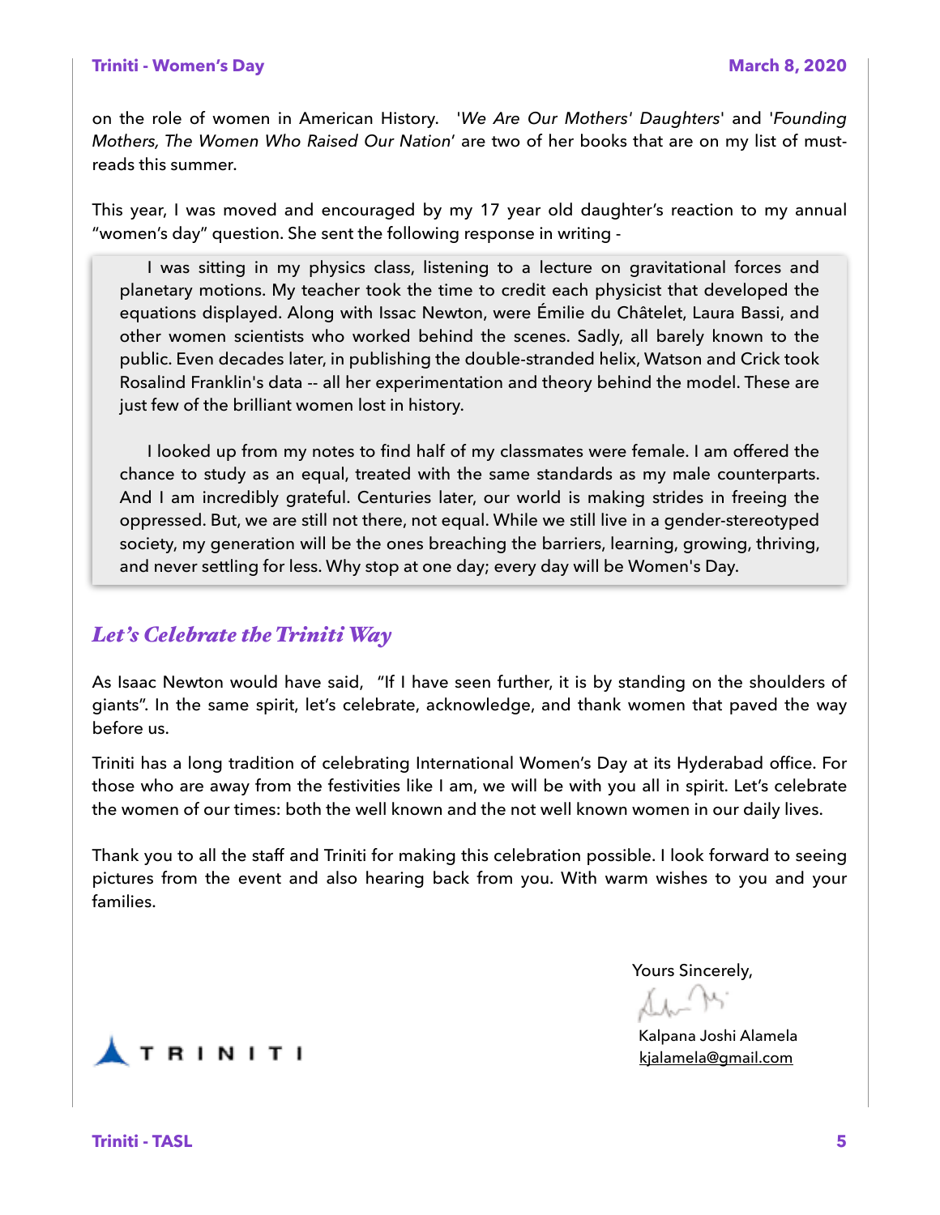on the role of women in American History. '*We Are Our Mothers' Daughters*' and '*Founding Mothers, The Women Who Raised Our Nation*' are two of her books that are on my list of must-reads this summer.

This year, I was moved and encouraged by my 17 year old daughter's reaction to my annual "women's day" question. She sent the following response in writing -

> I was sitting in my physics class, listening to a lecture on gravitational forces and planetary motions. My teacher took the time to credit each physicist that developed the equations displayed. Along with Issac Newton, were Émilie du Châtelet, Laura Bassi, and other women scientists who worked behind the scenes. Sadly, all barely known to the public. Even decades later, in publishing the double-stranded helix, Watson and Crick took Rosalind Franklin's data -- all her experimentation and theory behind the model. These are just few of the brilliant women lost in history.
>
> I looked up from my notes to find half of my classmates were female. I am offered the chance to study as an equal, treated with the same standards as my male counterparts. And I am incredibly grateful. Centuries later, our world is making strides in freeing the oppressed. But, we are still not there, not equal. While we still live in a gender-stereotyped society, my generation will be the ones breaching the barriers, learning, growing, thriving, and never settling for less. Why stop at one day; every day will be Women's Day.

## *Let's Celebrate the Triniti Way*

As Isaac Newton would have said, "If I have seen further, it is by standing on the shoulders of giants". In the same spirit, let's celebrate, acknowledge, and thank women that paved the way before us.

Triniti has a long tradition of celebrating International Women's Day at its Hyderabad office. For those who are away from the festivities like I am, we will be with you all in spirit. Let's celebrate the women of our times: both the well known and the not well known women in our daily lives.

Thank you to all the staff and Triniti for making this celebration possible. I look forward to seeing pictures from the event and also hearing back from you. With warm wishes to you and your families.

Yours Sincerely,

Kalpana Joshi Alamela
kjalamela@gmail.com

TRINITI